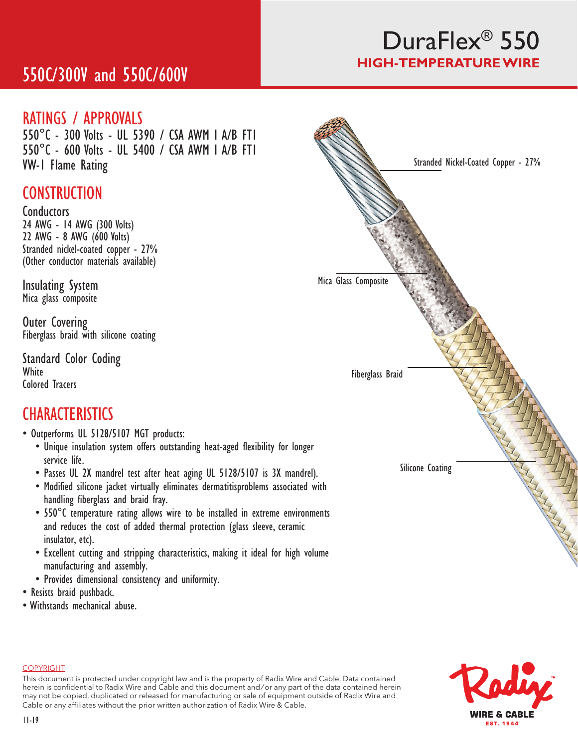# DuraFlex® 550

## HIGH-TEMPERATURE WIRE

## 550C/300V and 550C/600V

## RATINGS / APPROVALS

550°C - 300 Volts - UL 5390 / CSA AWM I A/B FT1
550°C - 600 Volts - UL 5400 / CSA AWM I A/B FT1
VW-1 Flame Rating

## CONSTRUCTION

### Conductors

24 AWG - 14 AWG (300 Volts)
22 AWG - 8 AWG (600 Volts)
Stranded nickel-coated copper - 27%
(Other conductor materials available)

### Insulating System

Mica glass composite

### Outer Covering

Fiberglass braid with silicone coating

### Standard Color Coding

White
Colored Tracers

Stranded Nickel-Coated Copper - 27%

Mica Glass Composite

Fiberglass Braid

Silicone Coating

## CHARACTERISTICS

- Outperforms UL 5128/5107 MGT products:
  - Unique insulation system offers outstanding heat-aged flexibility for longer service life.
  - Passes UL 2X mandrel test after heat aging UL 5128/5107 is 3X mandrel).
  - Modified silicone jacket virtually eliminates dermatitisproblems associated with handling fiberglass and braid fray.
  - 550°C temperature rating allows wire to be installed in extreme environments and reduces the cost of added thermal protection (glass sleeve, ceramic insulator, etc).
  - Excellent cutting and stripping characteristics, making it ideal for high volume manufacturing and assembly.
  - Provides dimensional consistency and uniformity.
- Resists braid pushback.
- Withstands mechanical abuse.

COPYRIGHT

This document is protected under copyright law and is the property of Radix Wire and Cable. Data contained herein is confidential to Radix Wire and Cable and this document and/or any part of the data contained herein may not be copied, duplicated or released for manufacturing or sale of equipment outside of Radix Wire and Cable or any affiliates without the prior written authorization of Radix Wire & Cable.

11-19

Radix WIRE & CABLE EST. 1944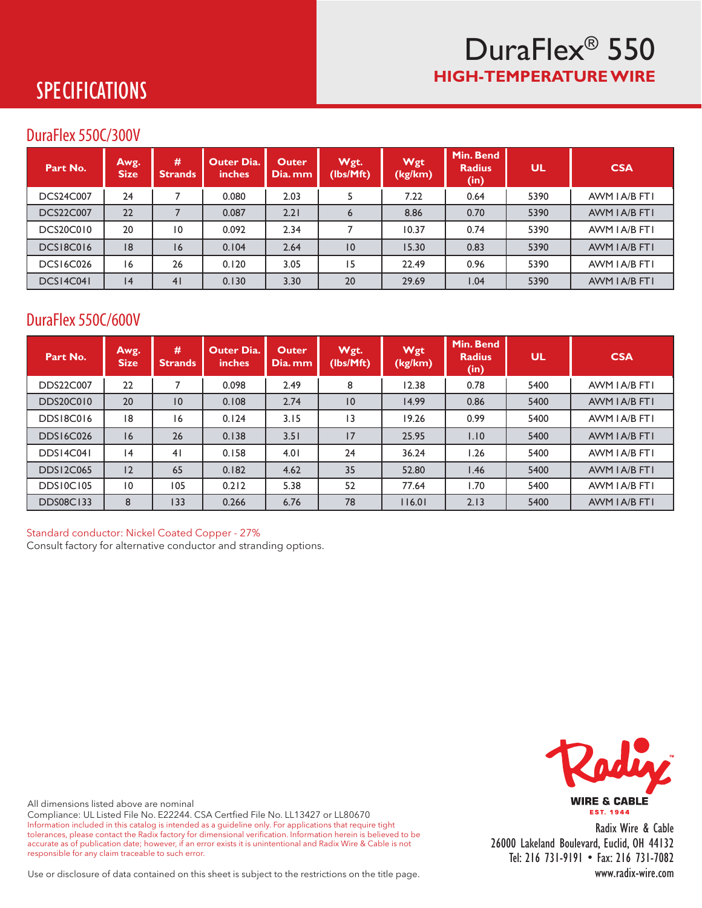# SPECIFICATIONS

# DuraFlex® 550

## HIGH-TEMPERATURE WIRE

## DuraFlex 550C/300V

| Part No. | Awg. Size | # Strands | Outer Dia. inches | Outer Dia. mm | Wgt. (lbs/Mft) | Wgt (kg/km) | Min. Bend Radius (in) | UL | CSA |
|---|---|---|---|---|---|---|---|---|---|
| DCS24C007 | 24 | 7 | 0.080 | 2.03 | 5 | 7.22 | 0.64 | 5390 | AWM I A/B FT1 |
| DCS22C007 | 22 | 7 | 0.087 | 2.21 | 6 | 8.86 | 0.70 | 5390 | AWM I A/B FT1 |
| DCS20C010 | 20 | 10 | 0.092 | 2.34 | 7 | 10.37 | 0.74 | 5390 | AWM I A/B FT1 |
| DCS18C016 | 18 | 16 | 0.104 | 2.64 | 10 | 15.30 | 0.83 | 5390 | AWM I A/B FT1 |
| DCS16C026 | 16 | 26 | 0.120 | 3.05 | 15 | 22.49 | 0.96 | 5390 | AWM I A/B FT1 |
| DCS14C041 | 14 | 41 | 0.130 | 3.30 | 20 | 29.69 | 1.04 | 5390 | AWM I A/B FT1 |

## DuraFlex 550C/600V

| Part No. | Awg. Size | # Strands | Outer Dia. inches | Outer Dia. mm | Wgt. (lbs/Mft) | Wgt (kg/km) | Min. Bend Radius (in) | UL | CSA |
|---|---|---|---|---|---|---|---|---|---|
| DDS22C007 | 22 | 7 | 0.098 | 2.49 | 8 | 12.38 | 0.78 | 5400 | AWM I A/B FT1 |
| DDS20C010 | 20 | 10 | 0.108 | 2.74 | 10 | 14.99 | 0.86 | 5400 | AWM I A/B FT1 |
| DDS18C016 | 18 | 16 | 0.124 | 3.15 | 13 | 19.26 | 0.99 | 5400 | AWM I A/B FT1 |
| DDS16C026 | 16 | 26 | 0.138 | 3.51 | 17 | 25.95 | 1.10 | 5400 | AWM I A/B FT1 |
| DDS14C041 | 14 | 41 | 0.158 | 4.01 | 24 | 36.24 | 1.26 | 5400 | AWM I A/B FT1 |
| DDS12C065 | 12 | 65 | 0.182 | 4.62 | 35 | 52.80 | 1.46 | 5400 | AWM I A/B FT1 |
| DDS10C105 | 10 | 105 | 0.212 | 5.38 | 52 | 77.64 | 1.70 | 5400 | AWM I A/B FT1 |
| DDS08C133 | 8 | 133 | 0.266 | 6.76 | 78 | 116.01 | 2.13 | 5400 | AWM I A/B FT1 |

Standard conductor: Nickel Coated Copper - 27%

Consult factory for alternative conductor and stranding options.

All dimensions listed above are nominal

Compliance: UL Listed File No. E22244. CSA Certfied File No. LL13427 or LL80670

Information included in this catalog is intended as a guideline only. For applications that require tight tolerances, please contact the Radix factory for dimensional verification. Information herein is believed to be accurate as of publication date; however, if an error exists it is unintentional and Radix Wire & Cable is not responsible for any claim traceable to such error.

Use or disclosure of data contained on this sheet is subject to the restrictions on the title page.

Radix™ WIRE & CABLE EST. 1944

Radix Wire & Cable
26000 Lakeland Boulevard, Euclid, OH 44132
Tel: 216 731-9191 • Fax: 216 731-7082
www.radix-wire.com